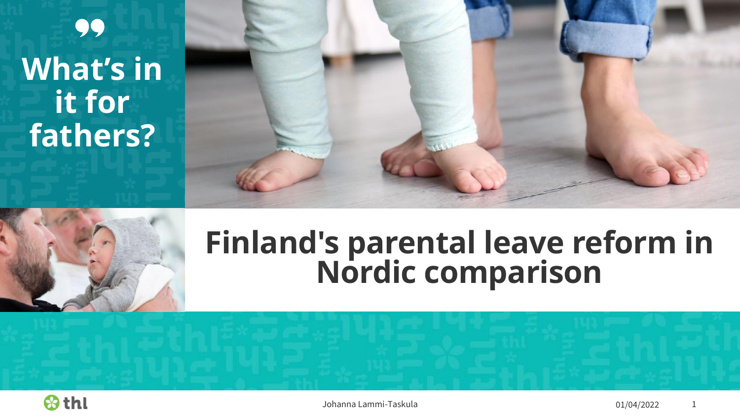# Finland's parental leave reform in Nordic comparison

**What's in it for fathers?**

Johanna Lammi-Taskula

01/04/2022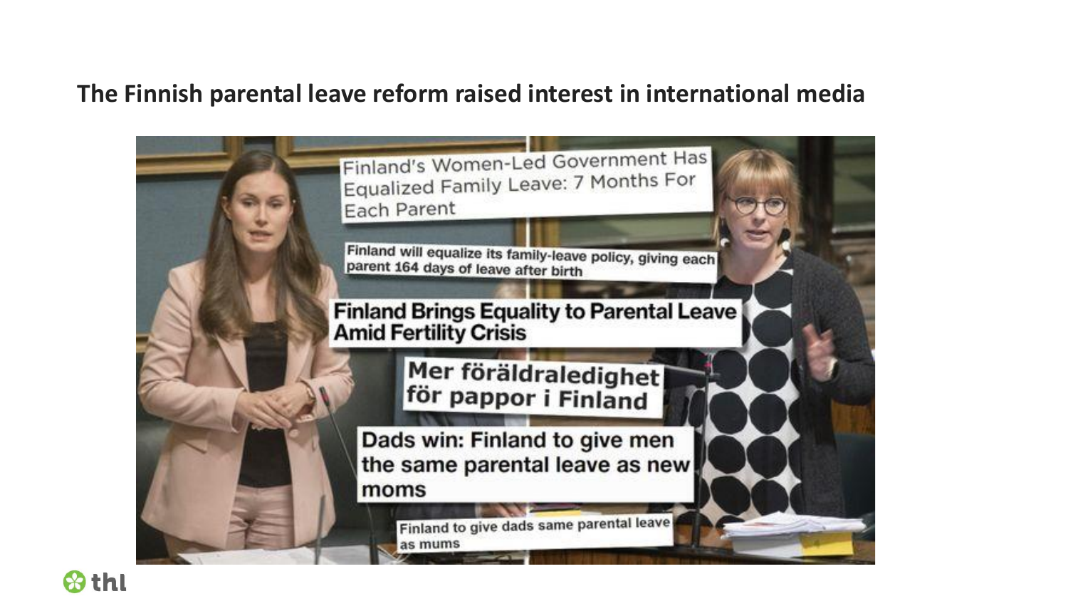# The Finnish parental leave reform raised interest in international media

Finland's Women-Led Government Has Equalized Family Leave: 7 Months For Each Parent

Finland will equalize its family-leave policy, giving each parent 164 days of leave after birth

Finland Brings Equality to Parental Leave Amid Fertility Crisis

Mer föräldraledighet för pappor i Finland

Dads win: Finland to give men the same parental leave as new moms

Finland to give dads same parental leave as mums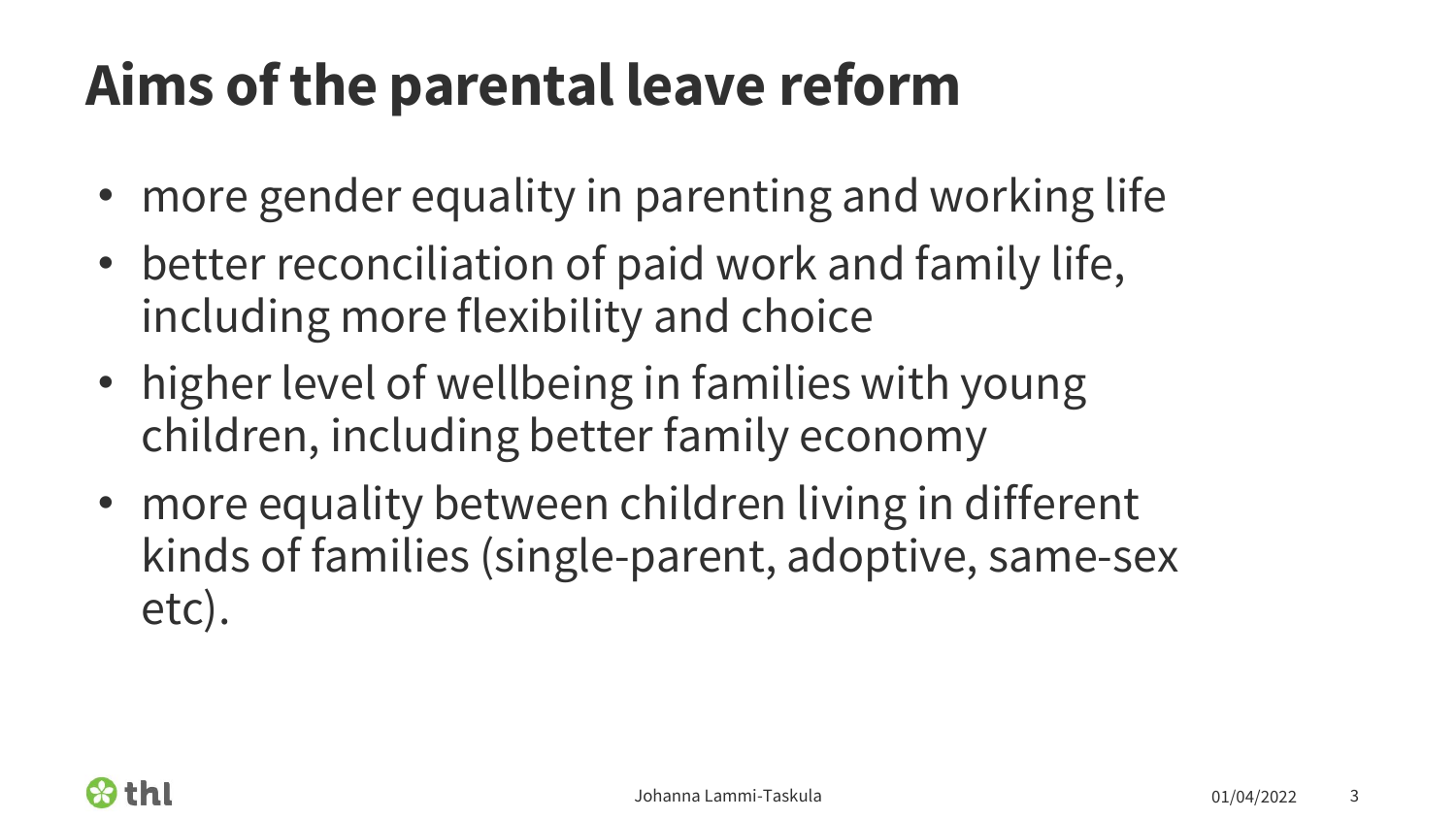# Aims of the parental leave reform

- more gender equality in parenting and working life
- better reconciliation of paid work and family life, including more flexibility and choice
- higher level of wellbeing in families with young children, including better family economy
- more equality between children living in different kinds of families (single-parent, adoptive, same-sex etc).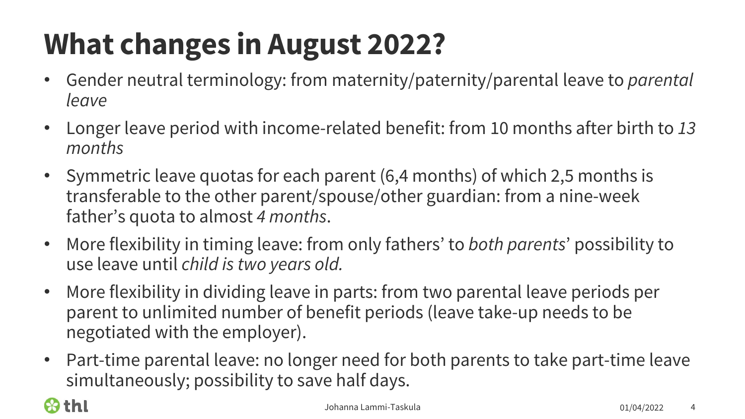# What changes in August 2022?

- Gender neutral terminology: from maternity/paternity/parental leave to *parental leave*
- Longer leave period with income-related benefit: from 10 months after birth to *13 months*
- Symmetric leave quotas for each parent (6,4 months) of which 2,5 months is transferable to the other parent/spouse/other guardian: from a nine-week father's quota to almost *4 months*.
- More flexibility in timing leave: from only fathers' to *both parents*' possibility to use leave until *child is two years old.*
- More flexibility in dividing leave in parts: from two parental leave periods per parent to unlimited number of benefit periods (leave take-up needs to be negotiated with the employer).
- Part-time parental leave: no longer need for both parents to take part-time leave simultaneously; possibility to save half days.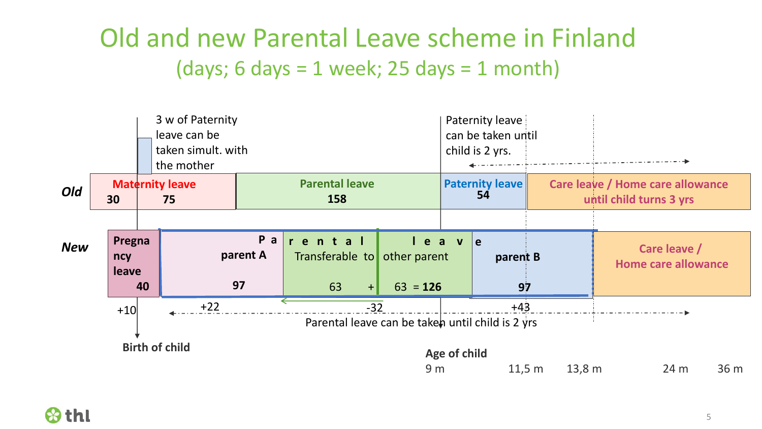# Old and new Parental Leave scheme in Finland

## (days; 6 days = 1 week; 25 days = 1 month)

3 w of Paternity leave can be taken simult. with the mother

Paternity leave can be taken until child is 2 yrs.

***Old***

| Maternity leave 30 | 75 | Parental leave 158 | Paternity leave 54 | Care leave / Home care allowance until child turns 3 yrs |
|---|---|---|---|---|

***New***

| Pregnancy leave 40 | Parental leave – parent A 97 | Transferable to | other parent 63 + 63 = **126** | parent B 97 | Care leave / Home care allowance |
|---|---|---|---|---|---|

+10 +22 -32 +43

Parental leave can be taken until child is 2 yrs

**Birth of child**

**Age of child**

9 m 11,5 m 13,8 m 24 m 36 m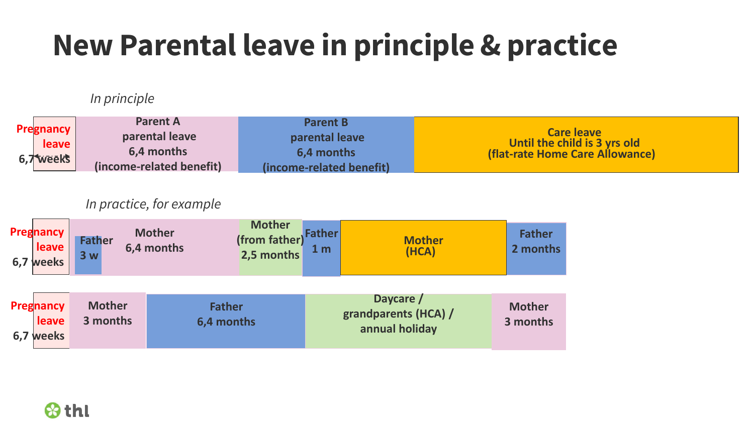# New Parental leave in principle & practice

*In principle*

| Pregnancy leave 6,7 weeks | Parent A parental leave 6,4 months (income-related benefit) | Parent B parental leave 6,4 months (income-related benefit) | Care leave Until the child is 3 yrs old (flat-rate Home Care Allowance) |
|---|---|---|---|

*In practice, for example*

| Pregnancy leave 6,7 weeks | Father 3 w | Mother 6,4 months | Mother (from father) 2,5 months | Father 1 m | Mother (HCA) | Father 2 months |
|---|---|---|---|---|---|---|

| Pregnancy leave 6,7 weeks | Mother 3 months | Father 6,4 months | Daycare / grandparents (HCA) / annual holiday | Mother 3 months |
|---|---|---|---|---|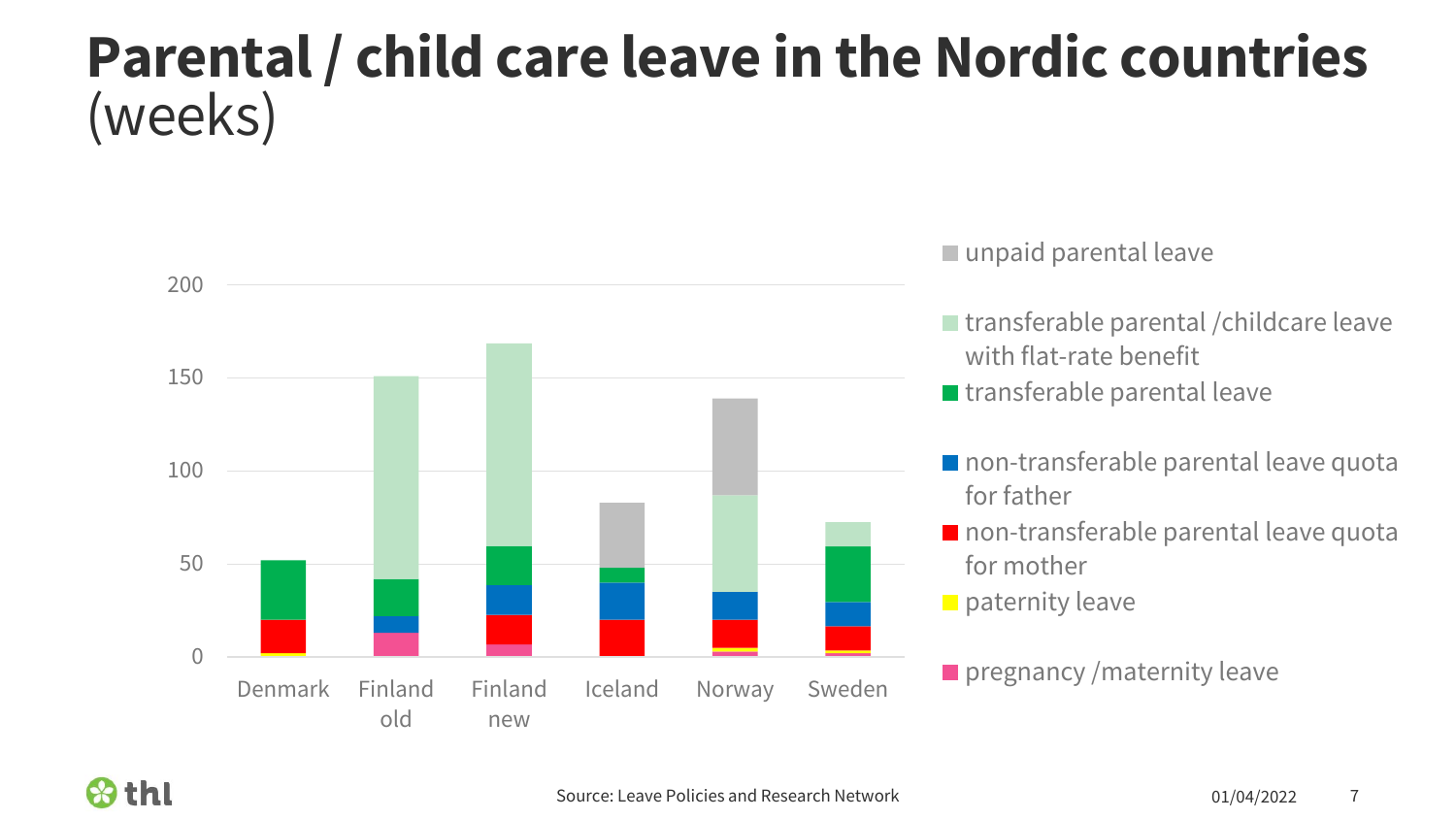# Parental / child care leave in the Nordic countries (weeks)

Y-axis: 0, 50, 100, 150, 200

X-axis: Denmark, Finland old, Finland new, Iceland, Norway, Sweden

Legend:

- unpaid parental leave
- transferable parental /childcare leave with flat-rate benefit
- transferable parental leave
- non-transferable parental leave quota for father
- non-transferable parental leave quota for mother
- paternity leave
- pregnancy /maternity leave

Source: Leave Policies and Research Network

01/04/2022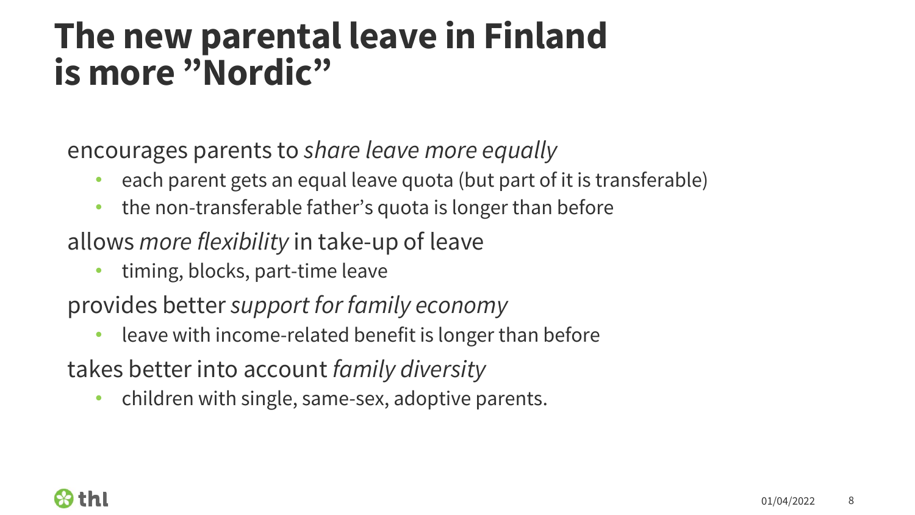# The new parental leave in Finland is more ”Nordic”

encourages parents to *share leave more equally*

- each parent gets an equal leave quota (but part of it is transferable)
- the non-transferable father’s quota is longer than before

allows *more flexibility* in take-up of leave

- timing, blocks, part-time leave

provides better *support for family economy*

- leave with income-related benefit is longer than before

takes better into account *family diversity*

- children with single, same-sex, adoptive parents.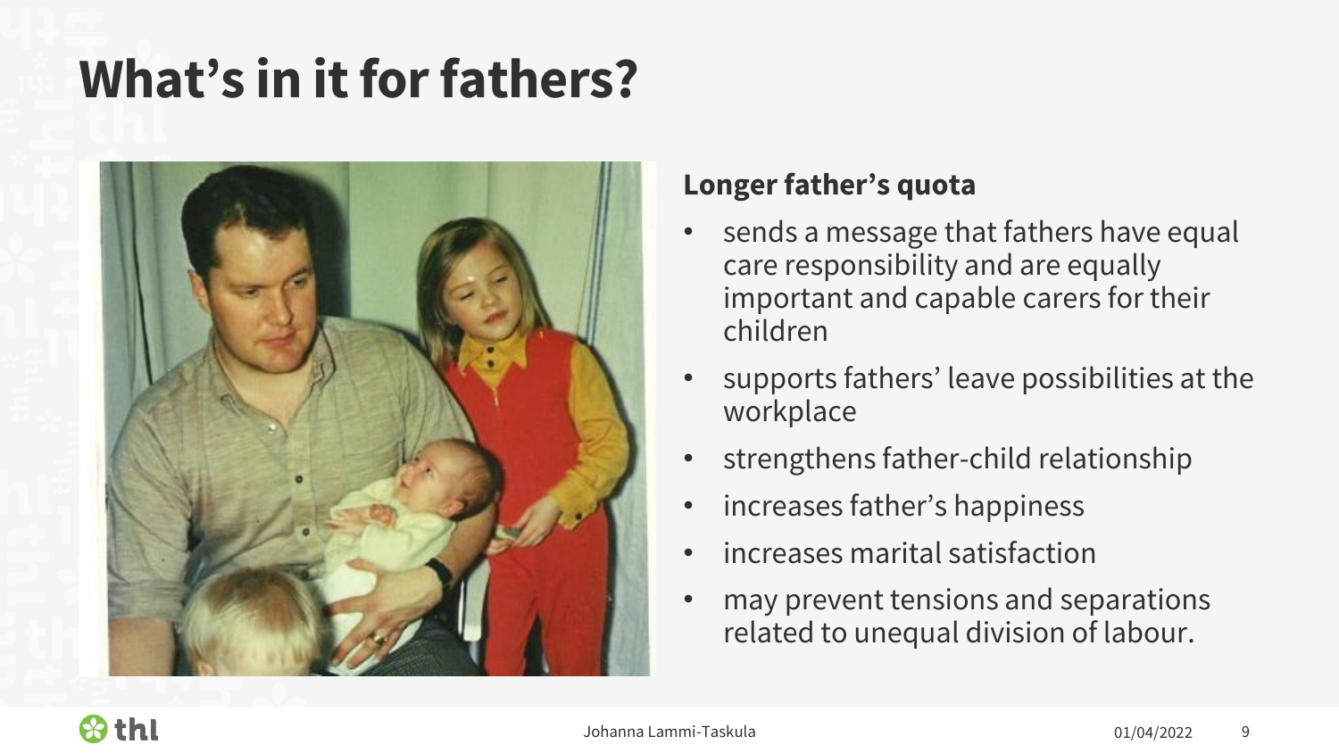# What's in it for fathers?

**Longer father's quota**

- sends a message that fathers have equal care responsibility and are equally important and capable carers for their children
- supports fathers' leave possibilities at the workplace
- strengthens father-child relationship
- increases father's happiness
- increases marital satisfaction
- may prevent tensions and separations related to unequal division of labour.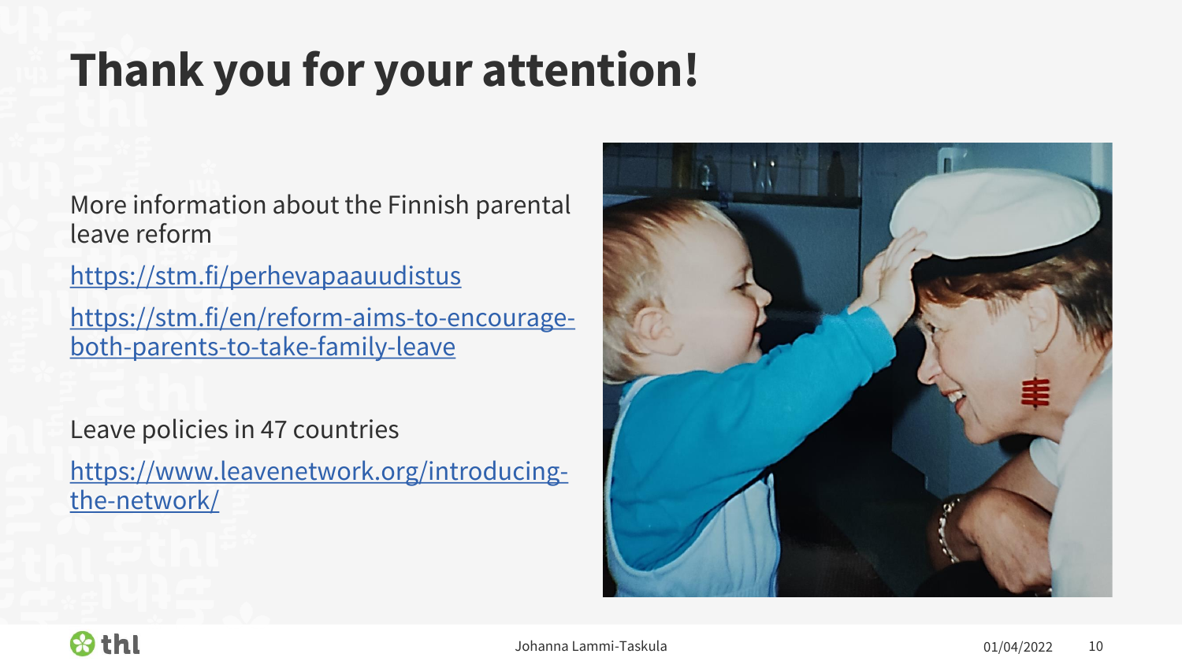# Thank you for your attention!

More information about the Finnish parental leave reform

https://stm.fi/perhevapaauudistus

https://stm.fi/en/reform-aims-to-encourage-both-parents-to-take-family-leave

Leave policies in 47 countries

https://www.leavenetwork.org/introducing-the-network/